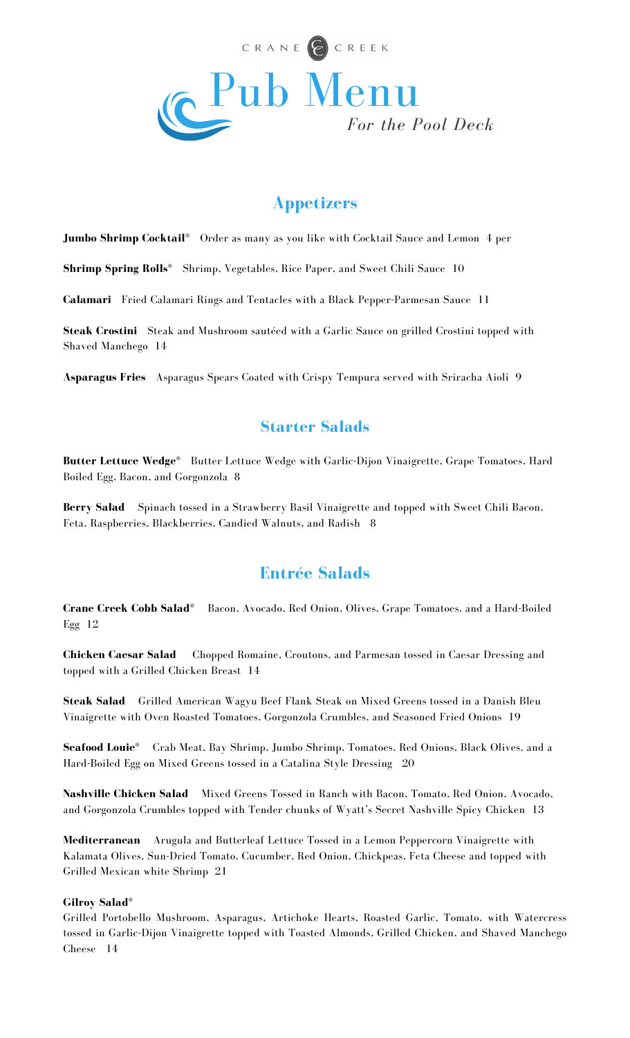CRANE CREEK

# Pub Menu

*For the Pool Deck*

## Appetizers

**Jumbo Shrimp Cocktail*** Order as many as you like with Cocktail Sauce and Lemon 4 per

**Shrimp Spring Rolls*** Shrimp, Vegetables, Rice Paper, and Sweet Chili Sauce 10

**Calamari** Fried Calamari Rings and Tentacles with a Black Pepper-Parmesan Sauce 11

**Steak Crostini** Steak and Mushroom sautéed with a Garlic Sauce on grilled Crostini topped with Shaved Manchego 14

**Asparagus Fries** Asparagus Spears Coated with Crispy Tempura served with Sriracha Aioli 9

## Starter Salads

**Butter Lettuce Wedge*** Butter Lettuce Wedge with Garlic-Dijon Vinaigrette, Grape Tomatoes, Hard Boiled Egg, Bacon, and Gorgonzola 8

**Berry Salad** Spinach tossed in a Strawberry Basil Vinaigrette and topped with Sweet Chili Bacon, Feta, Raspberries, Blackberries, Candied Walnuts, and Radish 8

## Entrée Salads

**Crane Creek Cobb Salad*** Bacon, Avocado, Red Onion, Olives, Grape Tomatoes, and a Hard-Boiled Egg 12

**Chicken Caesar Salad** Chopped Romaine, Croutons, and Parmesan tossed in Caesar Dressing and topped with a Grilled Chicken Breast 14

**Steak Salad** Grilled American Wagyu Beef Flank Steak on Mixed Greens tossed in a Danish Bleu Vinaigrette with Oven Roasted Tomatoes, Gorgonzola Crumbles, and Seasoned Fried Onions 19

**Seafood Louie*** Crab Meat, Bay Shrimp, Jumbo Shrimp, Tomatoes, Red Onions, Black Olives, and a Hard-Boiled Egg on Mixed Greens tossed in a Catalina Style Dressing 20

**Nashville Chicken Salad** Mixed Greens Tossed in Ranch with Bacon, Tomato, Red Onion, Avocado, and Gorgonzola Crumbles topped with Tender chunks of Wyatt's Secret Nashville Spicy Chicken 13

**Mediterranean** Arugula and Butterleaf Lettuce Tossed in a Lemon Peppercorn Vinaigrette with Kalamata Olives, Sun-Dried Tomato, Cucumber, Red Onion, Chickpeas, Feta Cheese and topped with Grilled Mexican white Shrimp 21

**Gilroy Salad***
Grilled Portobello Mushroom, Asparagus, Artichoke Hearts, Roasted Garlic, Tomato, with Watercress tossed in Garlic-Dijon Vinaigrette topped with Toasted Almonds, Grilled Chicken, and Shaved Manchego Cheese 14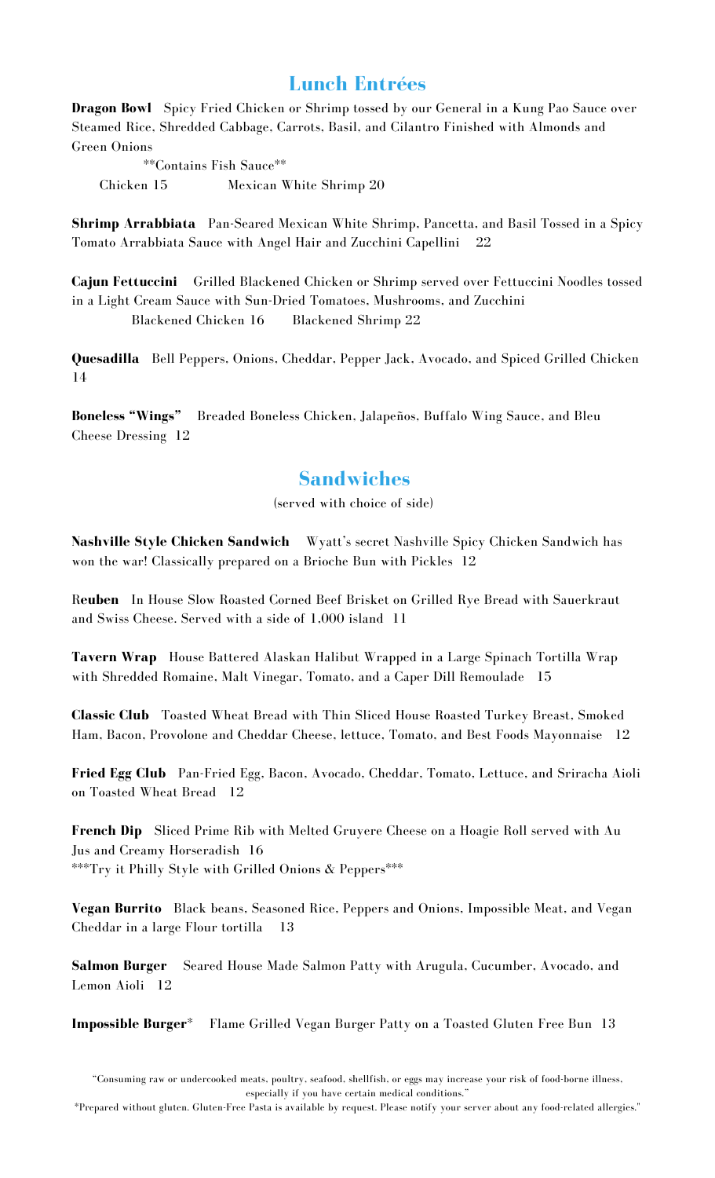## Lunch Entrées

**Dragon Bowl** Spicy Fried Chicken or Shrimp tossed by our General in a Kung Pao Sauce over Steamed Rice, Shredded Cabbage, Carrots, Basil, and Cilantro Finished with Almonds and Green Onions

**Contains Fish Sauce**

Chicken 15 Mexican White Shrimp 20

**Shrimp Arrabbiata** Pan-Seared Mexican White Shrimp, Pancetta, and Basil Tossed in a Spicy Tomato Arrabbiata Sauce with Angel Hair and Zucchini Capellini 22

**Cajun Fettuccini** Grilled Blackened Chicken or Shrimp served over Fettuccini Noodles tossed in a Light Cream Sauce with Sun-Dried Tomatoes, Mushrooms, and Zucchini

Blackened Chicken 16 Blackened Shrimp 22

**Quesadilla** Bell Peppers, Onions, Cheddar, Pepper Jack, Avocado, and Spiced Grilled Chicken 14

**Boneless "Wings"** Breaded Boneless Chicken, Jalapeños, Buffalo Wing Sauce, and Bleu Cheese Dressing 12

## Sandwiches

(served with choice of side)

**Nashville Style Chicken Sandwich** Wyatt's secret Nashville Spicy Chicken Sandwich has won the war! Classically prepared on a Brioche Bun with Pickles 12

R**euben** In House Slow Roasted Corned Beef Brisket on Grilled Rye Bread with Sauerkraut and Swiss Cheese. Served with a side of 1,000 island 11

**Tavern Wrap** House Battered Alaskan Halibut Wrapped in a Large Spinach Tortilla Wrap with Shredded Romaine, Malt Vinegar, Tomato, and a Caper Dill Remoulade 15

**Classic Club** Toasted Wheat Bread with Thin Sliced House Roasted Turkey Breast, Smoked Ham, Bacon, Provolone and Cheddar Cheese, lettuce, Tomato, and Best Foods Mayonnaise 12

**Fried Egg Club** Pan-Fried Egg, Bacon, Avocado, Cheddar, Tomato, Lettuce, and Sriracha Aioli on Toasted Wheat Bread 12

**French Dip** Sliced Prime Rib with Melted Gruyere Cheese on a Hoagie Roll served with Au Jus and Creamy Horseradish 16
***Try it Philly Style with Grilled Onions & Peppers***

**Vegan Burrito** Black beans, Seasoned Rice, Peppers and Onions, Impossible Meat, and Vegan Cheddar in a large Flour tortilla 13

**Salmon Burger** Seared House Made Salmon Patty with Arugula, Cucumber, Avocado, and Lemon Aioli 12

**Impossible Burger*** Flame Grilled Vegan Burger Patty on a Toasted Gluten Free Bun 13

"Consuming raw or undercooked meats, poultry, seafood, shellfish, or eggs may increase your risk of food-borne illness, especially if you have certain medical conditions."

*Prepared without gluten. Gluten-Free Pasta is available by request. Please notify your server about any food-related allergies."